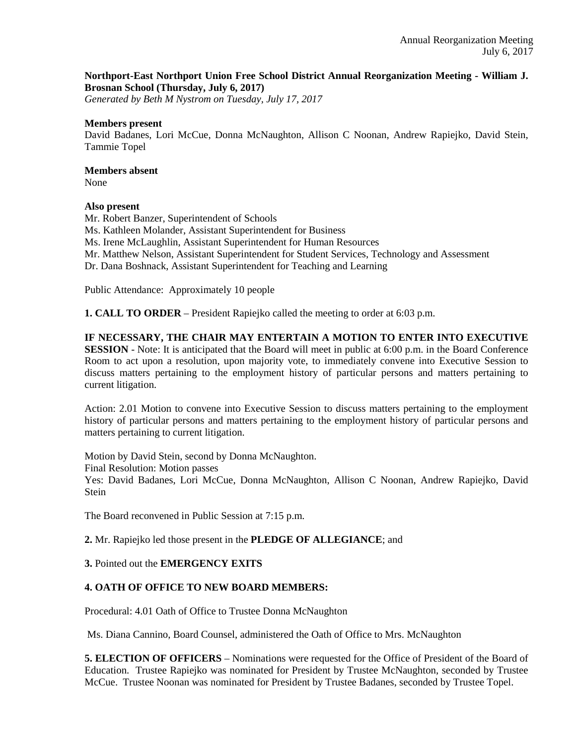**Northport-East Northport Union Free School District Annual Reorganization Meeting - William J. Brosnan School (Thursday, July 6, 2017)**
*Generated by Beth M Nystrom on Tuesday, July 17, 2017*

**Members present**
David Badanes, Lori McCue, Donna McNaughton, Allison C Noonan, Andrew Rapiejko, David Stein, Tammie Topel

**Members absent**
None

**Also present**
Mr. Robert Banzer, Superintendent of Schools
Ms. Kathleen Molander, Assistant Superintendent for Business
Ms. Irene McLaughlin, Assistant Superintendent for Human Resources
Mr. Matthew Nelson, Assistant Superintendent for Student Services, Technology and Assessment
Dr. Dana Boshnack, Assistant Superintendent for Teaching and Learning

Public Attendance: Approximately 10 people

**1. CALL TO ORDER** – President Rapiejko called the meeting to order at 6:03 p.m.

**IF NECESSARY, THE CHAIR MAY ENTERTAIN A MOTION TO ENTER INTO EXECUTIVE SESSION** - Note: It is anticipated that the Board will meet in public at 6:00 p.m. in the Board Conference Room to act upon a resolution, upon majority vote, to immediately convene into Executive Session to discuss matters pertaining to the employment history of particular persons and matters pertaining to current litigation.

Action: 2.01 Motion to convene into Executive Session to discuss matters pertaining to the employment history of particular persons and matters pertaining to the employment history of particular persons and matters pertaining to current litigation.

Motion by David Stein, second by Donna McNaughton.
Final Resolution: Motion passes
Yes: David Badanes, Lori McCue, Donna McNaughton, Allison C Noonan, Andrew Rapiejko, David Stein

The Board reconvened in Public Session at 7:15 p.m.

**2.** Mr. Rapiejko led those present in the **PLEDGE OF ALLEGIANCE**; and

**3.** Pointed out the **EMERGENCY EXITS**

**4. OATH OF OFFICE TO NEW BOARD MEMBERS:**

Procedural: 4.01 Oath of Office to Trustee Donna McNaughton

Ms. Diana Cannino, Board Counsel, administered the Oath of Office to Mrs. McNaughton

**5. ELECTION OF OFFICERS** – Nominations were requested for the Office of President of the Board of Education. Trustee Rapiejko was nominated for President by Trustee McNaughton, seconded by Trustee McCue. Trustee Noonan was nominated for President by Trustee Badanes, seconded by Trustee Topel.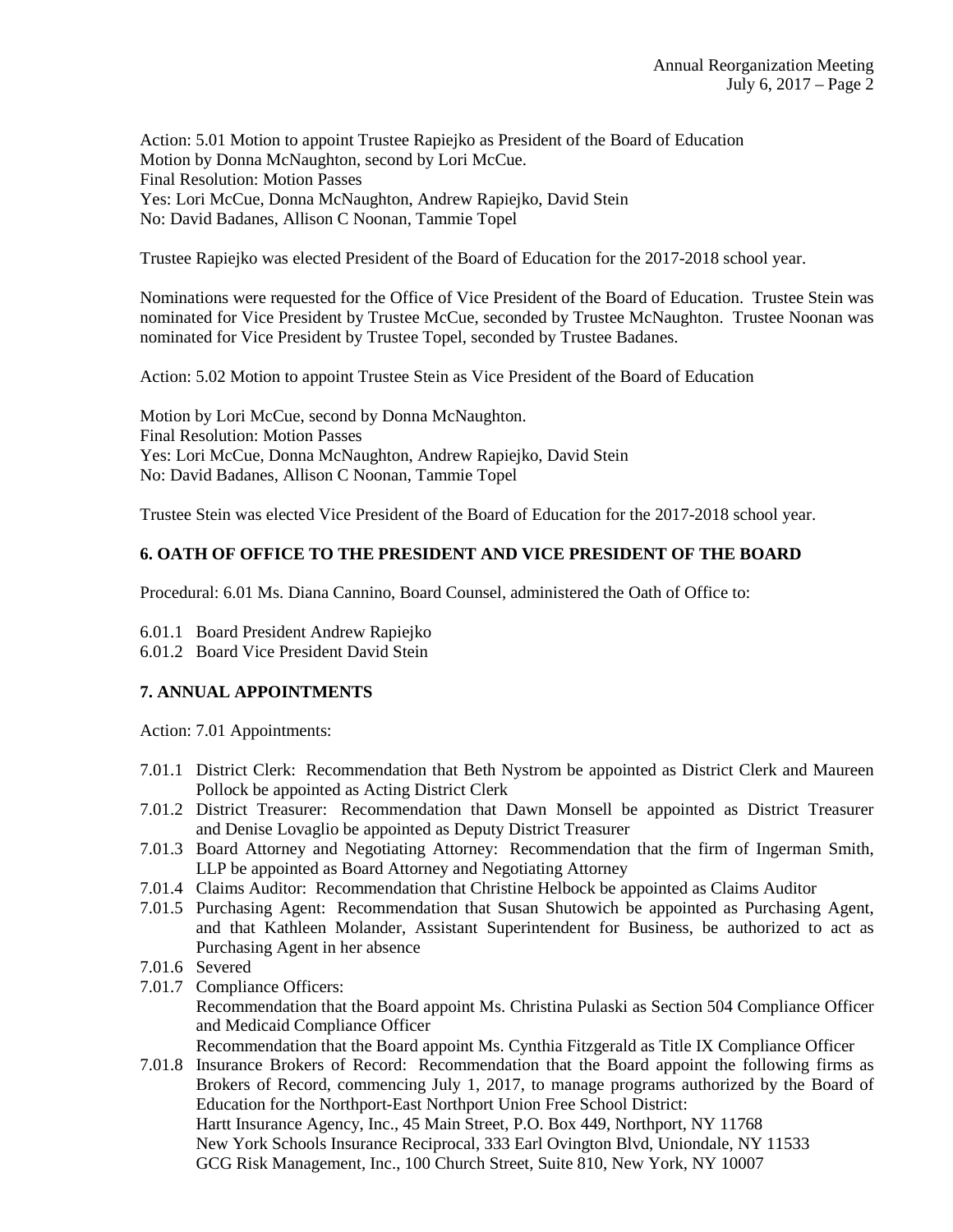Action: 5.01 Motion to appoint Trustee Rapiejko as President of the Board of Education
Motion by Donna McNaughton, second by Lori McCue.
Final Resolution: Motion Passes
Yes: Lori McCue, Donna McNaughton, Andrew Rapiejko, David Stein
No: David Badanes, Allison C Noonan, Tammie Topel

Trustee Rapiejko was elected President of the Board of Education for the 2017-2018 school year.

Nominations were requested for the Office of Vice President of the Board of Education. Trustee Stein was nominated for Vice President by Trustee McCue, seconded by Trustee McNaughton. Trustee Noonan was nominated for Vice President by Trustee Topel, seconded by Trustee Badanes.

Action: 5.02 Motion to appoint Trustee Stein as Vice President of the Board of Education

Motion by Lori McCue, second by Donna McNaughton.
Final Resolution: Motion Passes
Yes: Lori McCue, Donna McNaughton, Andrew Rapiejko, David Stein
No: David Badanes, Allison C Noonan, Tammie Topel

Trustee Stein was elected Vice President of the Board of Education for the 2017-2018 school year.

## 6. OATH OF OFFICE TO THE PRESIDENT AND VICE PRESIDENT OF THE BOARD

Procedural: 6.01 Ms. Diana Cannino, Board Counsel, administered the Oath of Office to:

6.01.1 Board President Andrew Rapiejko
6.01.2 Board Vice President David Stein

## 7. ANNUAL APPOINTMENTS

Action: 7.01 Appointments:

7.01.1 District Clerk: Recommendation that Beth Nystrom be appointed as District Clerk and Maureen Pollock be appointed as Acting District Clerk
7.01.2 District Treasurer: Recommendation that Dawn Monsell be appointed as District Treasurer and Denise Lovaglio be appointed as Deputy District Treasurer
7.01.3 Board Attorney and Negotiating Attorney: Recommendation that the firm of Ingerman Smith, LLP be appointed as Board Attorney and Negotiating Attorney
7.01.4 Claims Auditor: Recommendation that Christine Helbock be appointed as Claims Auditor
7.01.5 Purchasing Agent: Recommendation that Susan Shutowich be appointed as Purchasing Agent, and that Kathleen Molander, Assistant Superintendent for Business, be authorized to act as Purchasing Agent in her absence
7.01.6 Severed
7.01.7 Compliance Officers:
Recommendation that the Board appoint Ms. Christina Pulaski as Section 504 Compliance Officer and Medicaid Compliance Officer
Recommendation that the Board appoint Ms. Cynthia Fitzgerald as Title IX Compliance Officer
7.01.8 Insurance Brokers of Record: Recommendation that the Board appoint the following firms as Brokers of Record, commencing July 1, 2017, to manage programs authorized by the Board of Education for the Northport-East Northport Union Free School District:
Hartt Insurance Agency, Inc., 45 Main Street, P.O. Box 449, Northport, NY 11768
New York Schools Insurance Reciprocal, 333 Earl Ovington Blvd, Uniondale, NY 11533
GCG Risk Management, Inc., 100 Church Street, Suite 810, New York, NY 10007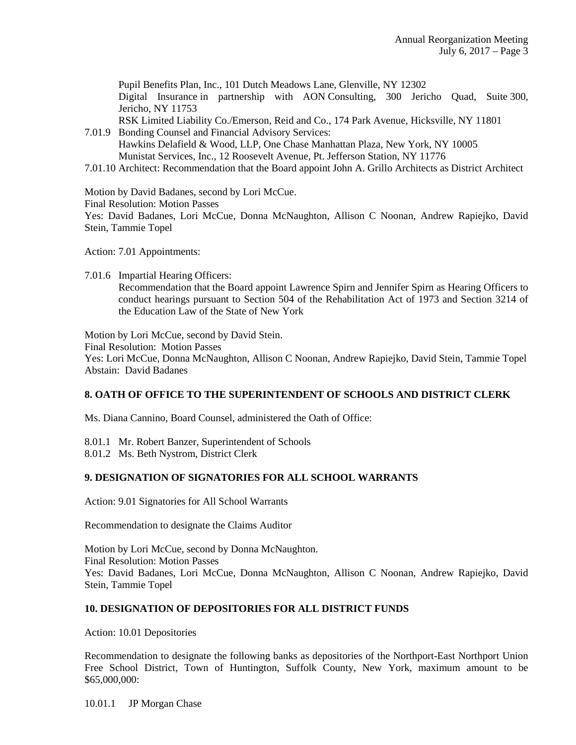Pupil Benefits Plan, Inc., 101 Dutch Meadows Lane, Glenville, NY 12302
Digital Insurance in partnership with AON Consulting, 300 Jericho Quad, Suite 300, Jericho, NY 11753
RSK Limited Liability Co./Emerson, Reid and Co., 174 Park Avenue, Hicksville, NY 11801

7.01.9 Bonding Counsel and Financial Advisory Services:
Hawkins Delafield & Wood, LLP, One Chase Manhattan Plaza, New York, NY 10005
Munistat Services, Inc., 12 Roosevelt Avenue, Pt. Jefferson Station, NY 11776

7.01.10 Architect: Recommendation that the Board appoint John A. Grillo Architects as District Architect

Motion by David Badanes, second by Lori McCue.
Final Resolution: Motion Passes
Yes: David Badanes, Lori McCue, Donna McNaughton, Allison C Noonan, Andrew Rapiejko, David Stein, Tammie Topel

Action: 7.01 Appointments:

7.01.6 Impartial Hearing Officers:
Recommendation that the Board appoint Lawrence Spirn and Jennifer Spirn as Hearing Officers to conduct hearings pursuant to Section 504 of the Rehabilitation Act of 1973 and Section 3214 of the Education Law of the State of New York

Motion by Lori McCue, second by David Stein.
Final Resolution: Motion Passes
Yes: Lori McCue, Donna McNaughton, Allison C Noonan, Andrew Rapiejko, David Stein, Tammie Topel
Abstain: David Badanes

**8. OATH OF OFFICE TO THE SUPERINTENDENT OF SCHOOLS AND DISTRICT CLERK**

Ms. Diana Cannino, Board Counsel, administered the Oath of Office:

8.01.1 Mr. Robert Banzer, Superintendent of Schools
8.01.2 Ms. Beth Nystrom, District Clerk

**9. DESIGNATION OF SIGNATORIES FOR ALL SCHOOL WARRANTS**

Action: 9.01 Signatories for All School Warrants

Recommendation to designate the Claims Auditor

Motion by Lori McCue, second by Donna McNaughton.
Final Resolution: Motion Passes
Yes: David Badanes, Lori McCue, Donna McNaughton, Allison C Noonan, Andrew Rapiejko, David Stein, Tammie Topel

**10. DESIGNATION OF DEPOSITORIES FOR ALL DISTRICT FUNDS**

Action: 10.01 Depositories

Recommendation to designate the following banks as depositories of the Northport-East Northport Union Free School District, Town of Huntington, Suffolk County, New York, maximum amount to be $65,000,000:

10.01.1 JP Morgan Chase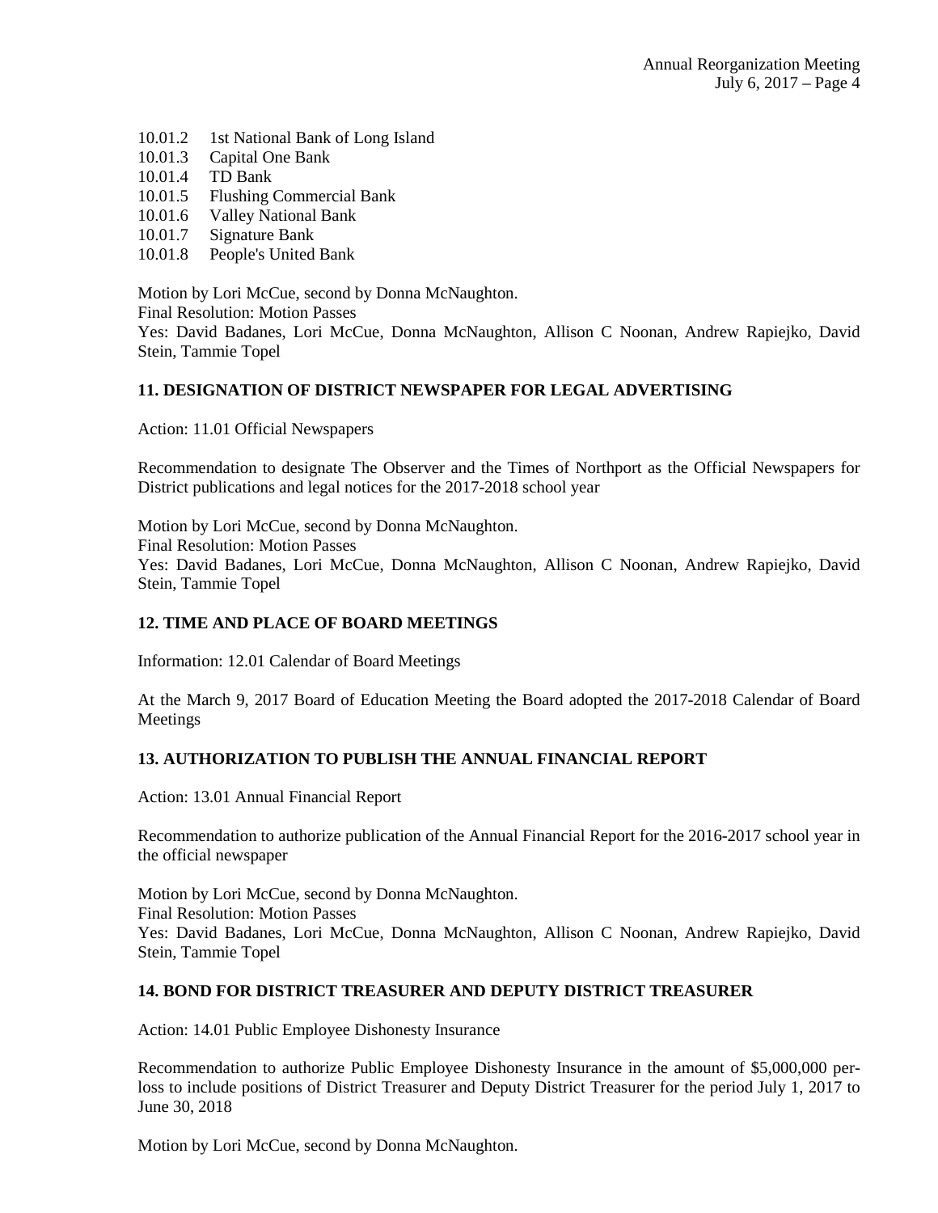10.01.2 1st National Bank of Long Island
10.01.3 Capital One Bank
10.01.4 TD Bank
10.01.5 Flushing Commercial Bank
10.01.6 Valley National Bank
10.01.7 Signature Bank
10.01.8 People's United Bank

Motion by Lori McCue, second by Donna McNaughton.
Final Resolution: Motion Passes
Yes: David Badanes, Lori McCue, Donna McNaughton, Allison C Noonan, Andrew Rapiejko, David Stein, Tammie Topel

**11. DESIGNATION OF DISTRICT NEWSPAPER FOR LEGAL ADVERTISING**

Action: 11.01 Official Newspapers

Recommendation to designate The Observer and the Times of Northport as the Official Newspapers for District publications and legal notices for the 2017-2018 school year

Motion by Lori McCue, second by Donna McNaughton.
Final Resolution: Motion Passes
Yes: David Badanes, Lori McCue, Donna McNaughton, Allison C Noonan, Andrew Rapiejko, David Stein, Tammie Topel

**12. TIME AND PLACE OF BOARD MEETINGS**

Information: 12.01 Calendar of Board Meetings

At the March 9, 2017 Board of Education Meeting the Board adopted the 2017-2018 Calendar of Board Meetings

**13. AUTHORIZATION TO PUBLISH THE ANNUAL FINANCIAL REPORT**

Action: 13.01 Annual Financial Report

Recommendation to authorize publication of the Annual Financial Report for the 2016-2017 school year in the official newspaper

Motion by Lori McCue, second by Donna McNaughton.
Final Resolution: Motion Passes
Yes: David Badanes, Lori McCue, Donna McNaughton, Allison C Noonan, Andrew Rapiejko, David Stein, Tammie Topel

**14. BOND FOR DISTRICT TREASURER AND DEPUTY DISTRICT TREASURER**

Action: 14.01 Public Employee Dishonesty Insurance

Recommendation to authorize Public Employee Dishonesty Insurance in the amount of $5,000,000 per-loss to include positions of District Treasurer and Deputy District Treasurer for the period July 1, 2017 to June 30, 2018

Motion by Lori McCue, second by Donna McNaughton.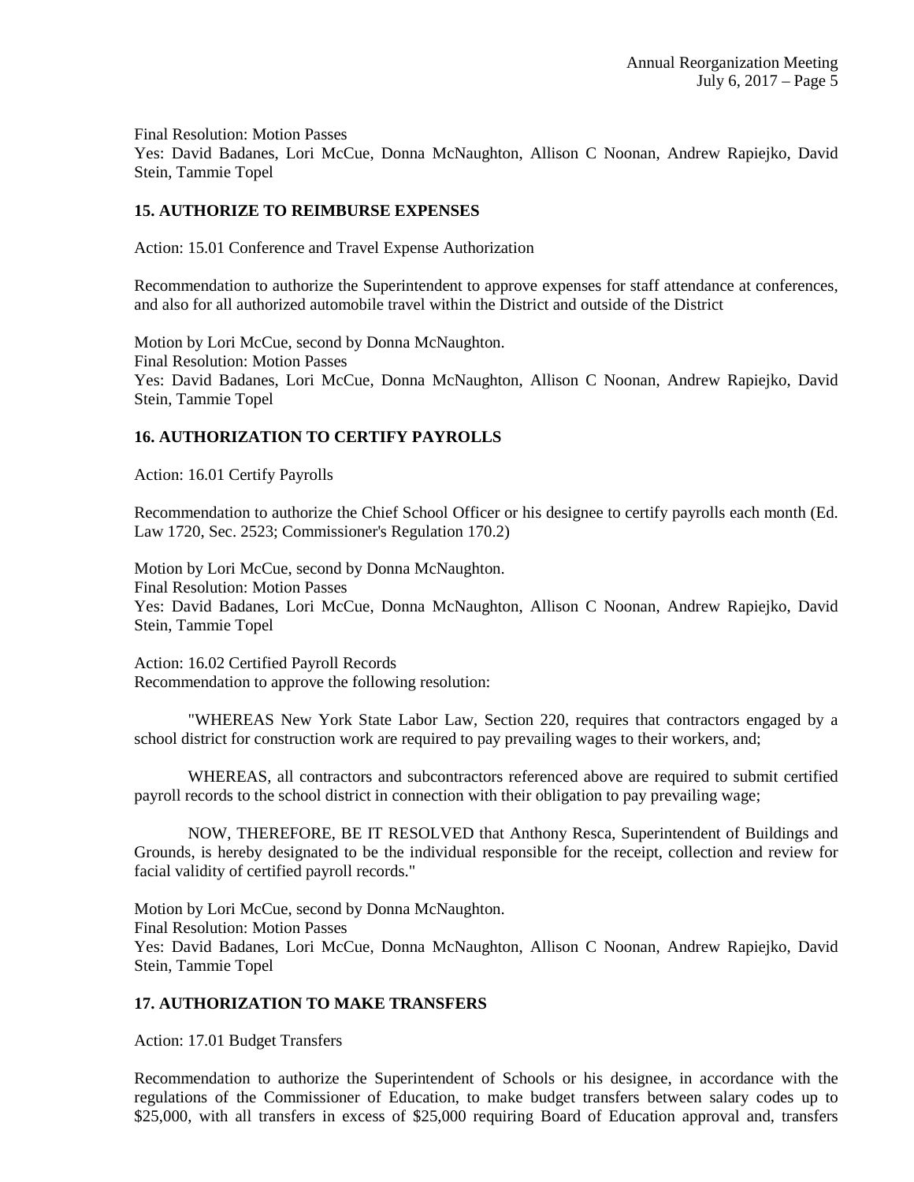Final Resolution: Motion Passes
Yes: David Badanes, Lori McCue, Donna McNaughton, Allison C Noonan, Andrew Rapiejko, David Stein, Tammie Topel

### 15. AUTHORIZE TO REIMBURSE EXPENSES

Action: 15.01 Conference and Travel Expense Authorization

Recommendation to authorize the Superintendent to approve expenses for staff attendance at conferences, and also for all authorized automobile travel within the District and outside of the District

Motion by Lori McCue, second by Donna McNaughton.
Final Resolution: Motion Passes
Yes: David Badanes, Lori McCue, Donna McNaughton, Allison C Noonan, Andrew Rapiejko, David Stein, Tammie Topel

### 16. AUTHORIZATION TO CERTIFY PAYROLLS

Action: 16.01 Certify Payrolls

Recommendation to authorize the Chief School Officer or his designee to certify payrolls each month (Ed. Law 1720, Sec. 2523; Commissioner's Regulation 170.2)

Motion by Lori McCue, second by Donna McNaughton.
Final Resolution: Motion Passes
Yes: David Badanes, Lori McCue, Donna McNaughton, Allison C Noonan, Andrew Rapiejko, David Stein, Tammie Topel

Action: 16.02 Certified Payroll Records
Recommendation to approve the following resolution:

"WHEREAS New York State Labor Law, Section 220, requires that contractors engaged by a school district for construction work are required to pay prevailing wages to their workers, and;

WHEREAS, all contractors and subcontractors referenced above are required to submit certified payroll records to the school district in connection with their obligation to pay prevailing wage;

NOW, THEREFORE, BE IT RESOLVED that Anthony Resca, Superintendent of Buildings and Grounds, is hereby designated to be the individual responsible for the receipt, collection and review for facial validity of certified payroll records."

Motion by Lori McCue, second by Donna McNaughton.
Final Resolution: Motion Passes
Yes: David Badanes, Lori McCue, Donna McNaughton, Allison C Noonan, Andrew Rapiejko, David Stein, Tammie Topel

### 17. AUTHORIZATION TO MAKE TRANSFERS

Action: 17.01 Budget Transfers

Recommendation to authorize the Superintendent of Schools or his designee, in accordance with the regulations of the Commissioner of Education, to make budget transfers between salary codes up to $25,000, with all transfers in excess of $25,000 requiring Board of Education approval and, transfers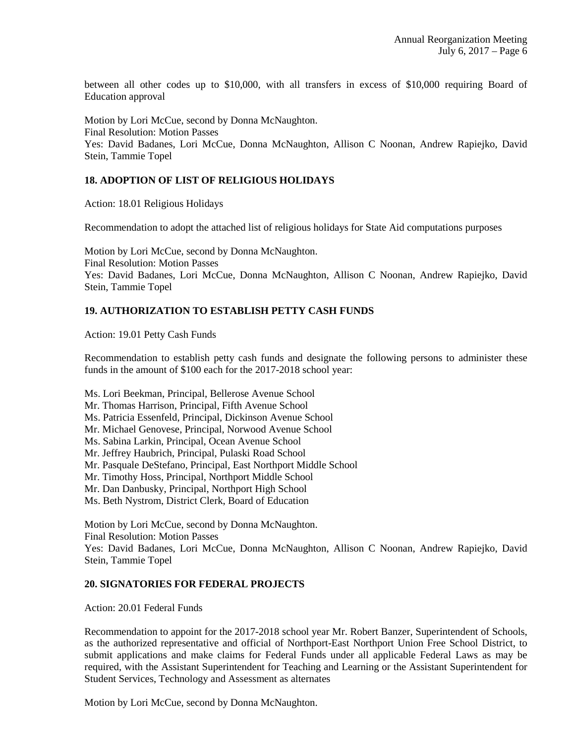between all other codes up to $10,000, with all transfers in excess of $10,000 requiring Board of Education approval

Motion by Lori McCue, second by Donna McNaughton.
Final Resolution: Motion Passes
Yes: David Badanes, Lori McCue, Donna McNaughton, Allison C Noonan, Andrew Rapiejko, David Stein, Tammie Topel

## 18. ADOPTION OF LIST OF RELIGIOUS HOLIDAYS

Action: 18.01 Religious Holidays

Recommendation to adopt the attached list of religious holidays for State Aid computations purposes

Motion by Lori McCue, second by Donna McNaughton.
Final Resolution: Motion Passes
Yes: David Badanes, Lori McCue, Donna McNaughton, Allison C Noonan, Andrew Rapiejko, David Stein, Tammie Topel

## 19. AUTHORIZATION TO ESTABLISH PETTY CASH FUNDS

Action: 19.01 Petty Cash Funds

Recommendation to establish petty cash funds and designate the following persons to administer these funds in the amount of $100 each for the 2017-2018 school year:

Ms. Lori Beekman, Principal, Bellerose Avenue School
Mr. Thomas Harrison, Principal, Fifth Avenue School
Ms. Patricia Essenfeld, Principal, Dickinson Avenue School
Mr. Michael Genovese, Principal, Norwood Avenue School
Ms. Sabina Larkin, Principal, Ocean Avenue School
Mr. Jeffrey Haubrich, Principal, Pulaski Road School
Mr. Pasquale DeStefano, Principal, East Northport Middle School
Mr. Timothy Hoss, Principal, Northport Middle School
Mr. Dan Danbusky, Principal, Northport High School
Ms. Beth Nystrom, District Clerk, Board of Education

Motion by Lori McCue, second by Donna McNaughton.
Final Resolution: Motion Passes
Yes: David Badanes, Lori McCue, Donna McNaughton, Allison C Noonan, Andrew Rapiejko, David Stein, Tammie Topel

## 20. SIGNATORIES FOR FEDERAL PROJECTS

Action: 20.01 Federal Funds

Recommendation to appoint for the 2017-2018 school year Mr. Robert Banzer, Superintendent of Schools, as the authorized representative and official of Northport-East Northport Union Free School District, to submit applications and make claims for Federal Funds under all applicable Federal Laws as may be required, with the Assistant Superintendent for Teaching and Learning or the Assistant Superintendent for Student Services, Technology and Assessment as alternates

Motion by Lori McCue, second by Donna McNaughton.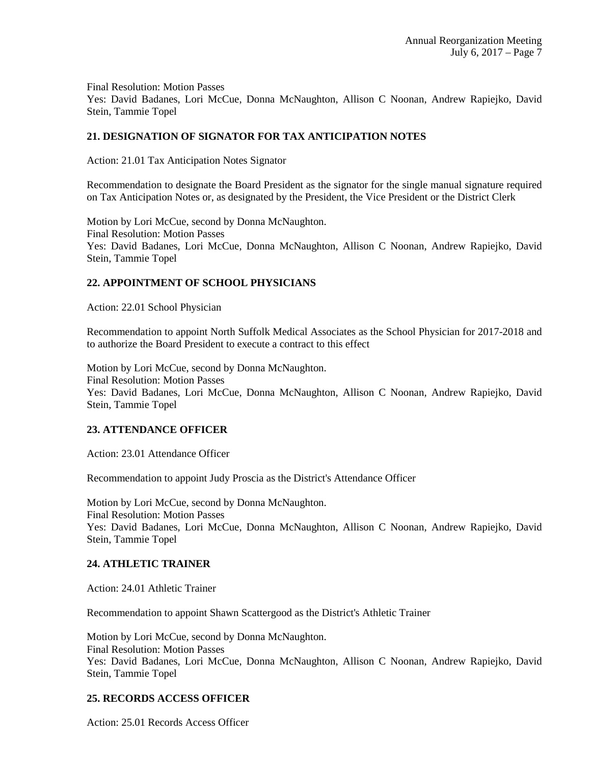Final Resolution: Motion Passes
Yes: David Badanes, Lori McCue, Donna McNaughton, Allison C Noonan, Andrew Rapiejko, David Stein, Tammie Topel

**21. DESIGNATION OF SIGNATOR FOR TAX ANTICIPATION NOTES**

Action: 21.01 Tax Anticipation Notes Signator

Recommendation to designate the Board President as the signator for the single manual signature required on Tax Anticipation Notes or, as designated by the President, the Vice President or the District Clerk

Motion by Lori McCue, second by Donna McNaughton.
Final Resolution: Motion Passes
Yes: David Badanes, Lori McCue, Donna McNaughton, Allison C Noonan, Andrew Rapiejko, David Stein, Tammie Topel

**22. APPOINTMENT OF SCHOOL PHYSICIANS**

Action: 22.01 School Physician

Recommendation to appoint North Suffolk Medical Associates as the School Physician for 2017-2018 and to authorize the Board President to execute a contract to this effect

Motion by Lori McCue, second by Donna McNaughton.
Final Resolution: Motion Passes
Yes: David Badanes, Lori McCue, Donna McNaughton, Allison C Noonan, Andrew Rapiejko, David Stein, Tammie Topel

**23. ATTENDANCE OFFICER**

Action: 23.01 Attendance Officer

Recommendation to appoint Judy Proscia as the District's Attendance Officer

Motion by Lori McCue, second by Donna McNaughton.
Final Resolution: Motion Passes
Yes: David Badanes, Lori McCue, Donna McNaughton, Allison C Noonan, Andrew Rapiejko, David Stein, Tammie Topel

**24. ATHLETIC TRAINER**

Action: 24.01 Athletic Trainer

Recommendation to appoint Shawn Scattergood as the District's Athletic Trainer

Motion by Lori McCue, second by Donna McNaughton.
Final Resolution: Motion Passes
Yes: David Badanes, Lori McCue, Donna McNaughton, Allison C Noonan, Andrew Rapiejko, David Stein, Tammie Topel

**25. RECORDS ACCESS OFFICER**

Action: 25.01 Records Access Officer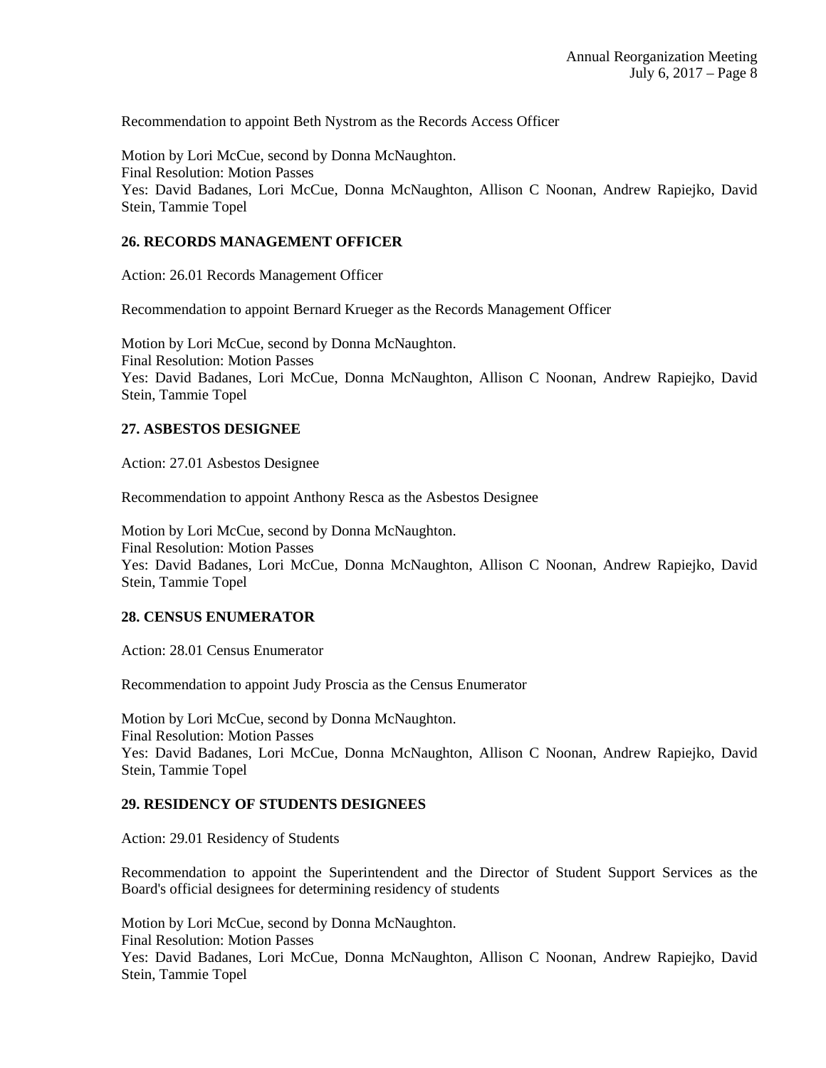Recommendation to appoint Beth Nystrom as the Records Access Officer

Motion by Lori McCue, second by Donna McNaughton.
Final Resolution: Motion Passes
Yes: David Badanes, Lori McCue, Donna McNaughton, Allison C Noonan, Andrew Rapiejko, David Stein, Tammie Topel

### 26. RECORDS MANAGEMENT OFFICER

Action: 26.01 Records Management Officer

Recommendation to appoint Bernard Krueger as the Records Management Officer

Motion by Lori McCue, second by Donna McNaughton.
Final Resolution: Motion Passes
Yes: David Badanes, Lori McCue, Donna McNaughton, Allison C Noonan, Andrew Rapiejko, David Stein, Tammie Topel

### 27. ASBESTOS DESIGNEE

Action: 27.01 Asbestos Designee

Recommendation to appoint Anthony Resca as the Asbestos Designee

Motion by Lori McCue, second by Donna McNaughton.
Final Resolution: Motion Passes
Yes: David Badanes, Lori McCue, Donna McNaughton, Allison C Noonan, Andrew Rapiejko, David Stein, Tammie Topel

### 28. CENSUS ENUMERATOR

Action: 28.01 Census Enumerator

Recommendation to appoint Judy Proscia as the Census Enumerator

Motion by Lori McCue, second by Donna McNaughton.
Final Resolution: Motion Passes
Yes: David Badanes, Lori McCue, Donna McNaughton, Allison C Noonan, Andrew Rapiejko, David Stein, Tammie Topel

### 29. RESIDENCY OF STUDENTS DESIGNEES

Action: 29.01 Residency of Students

Recommendation to appoint the Superintendent and the Director of Student Support Services as the Board's official designees for determining residency of students

Motion by Lori McCue, second by Donna McNaughton.
Final Resolution: Motion Passes
Yes: David Badanes, Lori McCue, Donna McNaughton, Allison C Noonan, Andrew Rapiejko, David Stein, Tammie Topel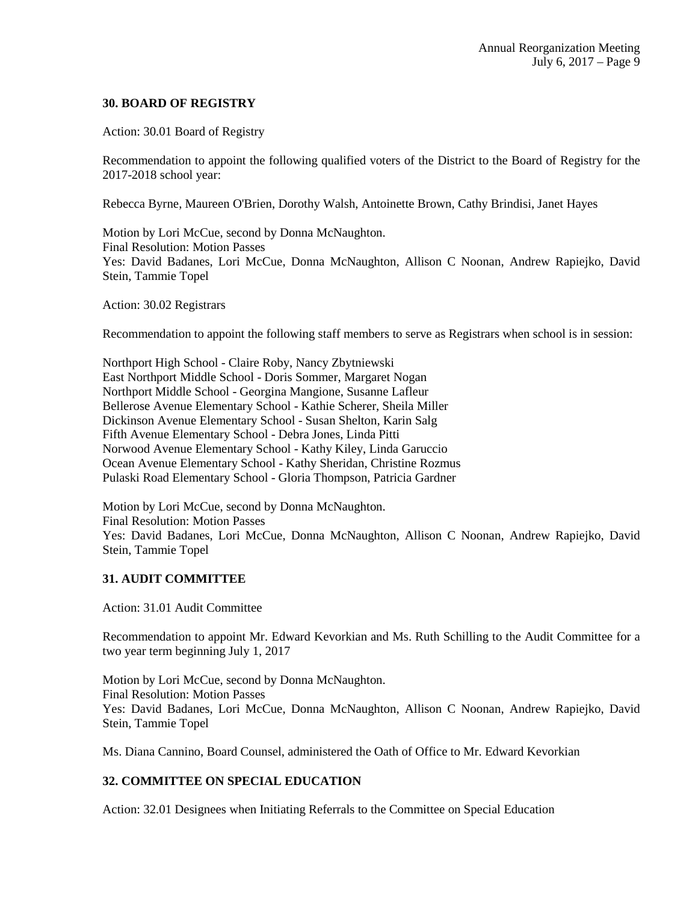### 30. BOARD OF REGISTRY

Action: 30.01 Board of Registry

Recommendation to appoint the following qualified voters of the District to the Board of Registry for the 2017-2018 school year:

Rebecca Byrne, Maureen O'Brien, Dorothy Walsh, Antoinette Brown, Cathy Brindisi, Janet Hayes

Motion by Lori McCue, second by Donna McNaughton.
Final Resolution: Motion Passes
Yes: David Badanes, Lori McCue, Donna McNaughton, Allison C Noonan, Andrew Rapiejko, David Stein, Tammie Topel

Action: 30.02 Registrars

Recommendation to appoint the following staff members to serve as Registrars when school is in session:

Northport High School - Claire Roby, Nancy Zbytniewski
East Northport Middle School - Doris Sommer, Margaret Nogan
Northport Middle School - Georgina Mangione, Susanne Lafleur
Bellerose Avenue Elementary School - Kathie Scherer, Sheila Miller
Dickinson Avenue Elementary School - Susan Shelton, Karin Salg
Fifth Avenue Elementary School - Debra Jones, Linda Pitti
Norwood Avenue Elementary School - Kathy Kiley, Linda Garuccio
Ocean Avenue Elementary School - Kathy Sheridan, Christine Rozmus
Pulaski Road Elementary School - Gloria Thompson, Patricia Gardner

Motion by Lori McCue, second by Donna McNaughton.
Final Resolution: Motion Passes
Yes: David Badanes, Lori McCue, Donna McNaughton, Allison C Noonan, Andrew Rapiejko, David Stein, Tammie Topel

### 31. AUDIT COMMITTEE

Action: 31.01 Audit Committee

Recommendation to appoint Mr. Edward Kevorkian and Ms. Ruth Schilling to the Audit Committee for a two year term beginning July 1, 2017

Motion by Lori McCue, second by Donna McNaughton.
Final Resolution: Motion Passes
Yes: David Badanes, Lori McCue, Donna McNaughton, Allison C Noonan, Andrew Rapiejko, David Stein, Tammie Topel

Ms. Diana Cannino, Board Counsel, administered the Oath of Office to Mr. Edward Kevorkian

### 32. COMMITTEE ON SPECIAL EDUCATION

Action: 32.01 Designees when Initiating Referrals to the Committee on Special Education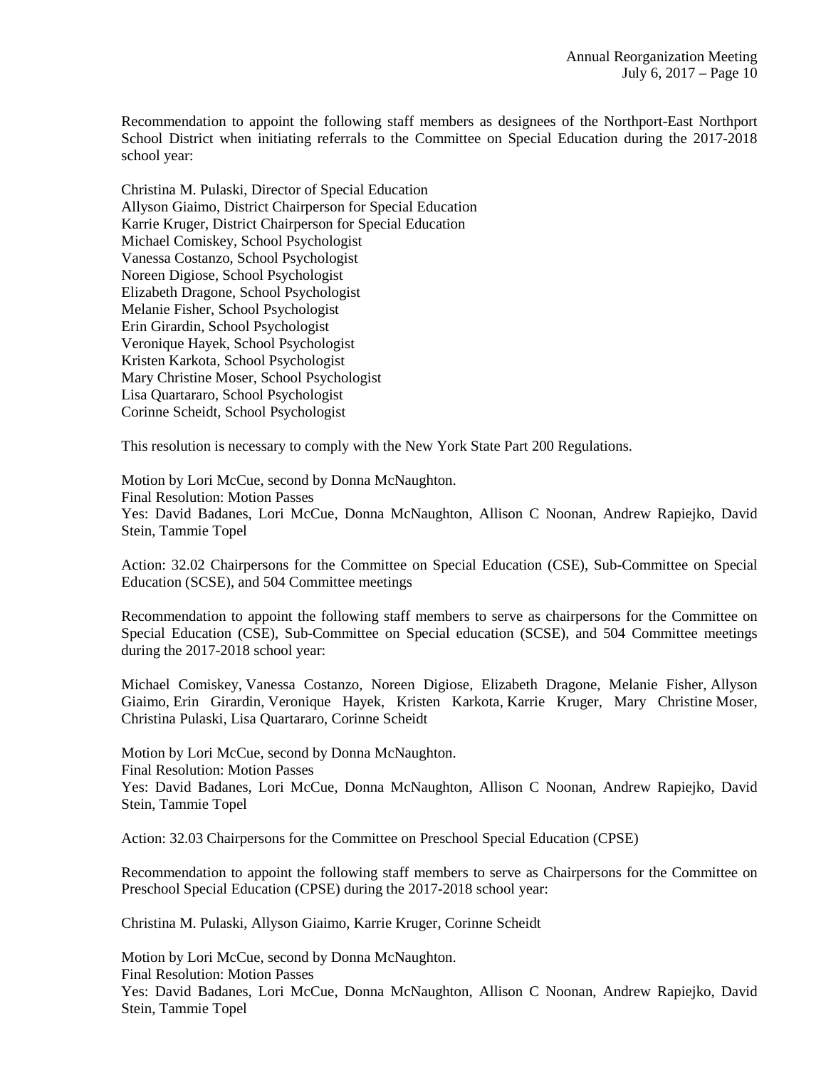Recommendation to appoint the following staff members as designees of the Northport-East Northport School District when initiating referrals to the Committee on Special Education during the 2017-2018 school year:

Christina M. Pulaski, Director of Special Education
Allyson Giaimo, District Chairperson for Special Education
Karrie Kruger, District Chairperson for Special Education
Michael Comiskey, School Psychologist
Vanessa Costanzo, School Psychologist
Noreen Digiose, School Psychologist
Elizabeth Dragone, School Psychologist
Melanie Fisher, School Psychologist
Erin Girardin, School Psychologist
Veronique Hayek, School Psychologist
Kristen Karkota, School Psychologist
Mary Christine Moser, School Psychologist
Lisa Quartararo, School Psychologist
Corinne Scheidt, School Psychologist

This resolution is necessary to comply with the New York State Part 200 Regulations.

Motion by Lori McCue, second by Donna McNaughton.
Final Resolution: Motion Passes
Yes: David Badanes, Lori McCue, Donna McNaughton, Allison C Noonan, Andrew Rapiejko, David Stein, Tammie Topel

Action: 32.02 Chairpersons for the Committee on Special Education (CSE), Sub-Committee on Special Education (SCSE), and 504 Committee meetings

Recommendation to appoint the following staff members to serve as chairpersons for the Committee on Special Education (CSE), Sub-Committee on Special education (SCSE), and 504 Committee meetings during the 2017-2018 school year:

Michael Comiskey, Vanessa Costanzo, Noreen Digiose, Elizabeth Dragone, Melanie Fisher, Allyson Giaimo, Erin Girardin, Veronique Hayek, Kristen Karkota, Karrie Kruger, Mary Christine Moser, Christina Pulaski, Lisa Quartararo, Corinne Scheidt

Motion by Lori McCue, second by Donna McNaughton.
Final Resolution: Motion Passes
Yes: David Badanes, Lori McCue, Donna McNaughton, Allison C Noonan, Andrew Rapiejko, David Stein, Tammie Topel

Action: 32.03 Chairpersons for the Committee on Preschool Special Education (CPSE)

Recommendation to appoint the following staff members to serve as Chairpersons for the Committee on Preschool Special Education (CPSE) during the 2017-2018 school year:

Christina M. Pulaski, Allyson Giaimo, Karrie Kruger, Corinne Scheidt

Motion by Lori McCue, second by Donna McNaughton.
Final Resolution: Motion Passes
Yes: David Badanes, Lori McCue, Donna McNaughton, Allison C Noonan, Andrew Rapiejko, David Stein, Tammie Topel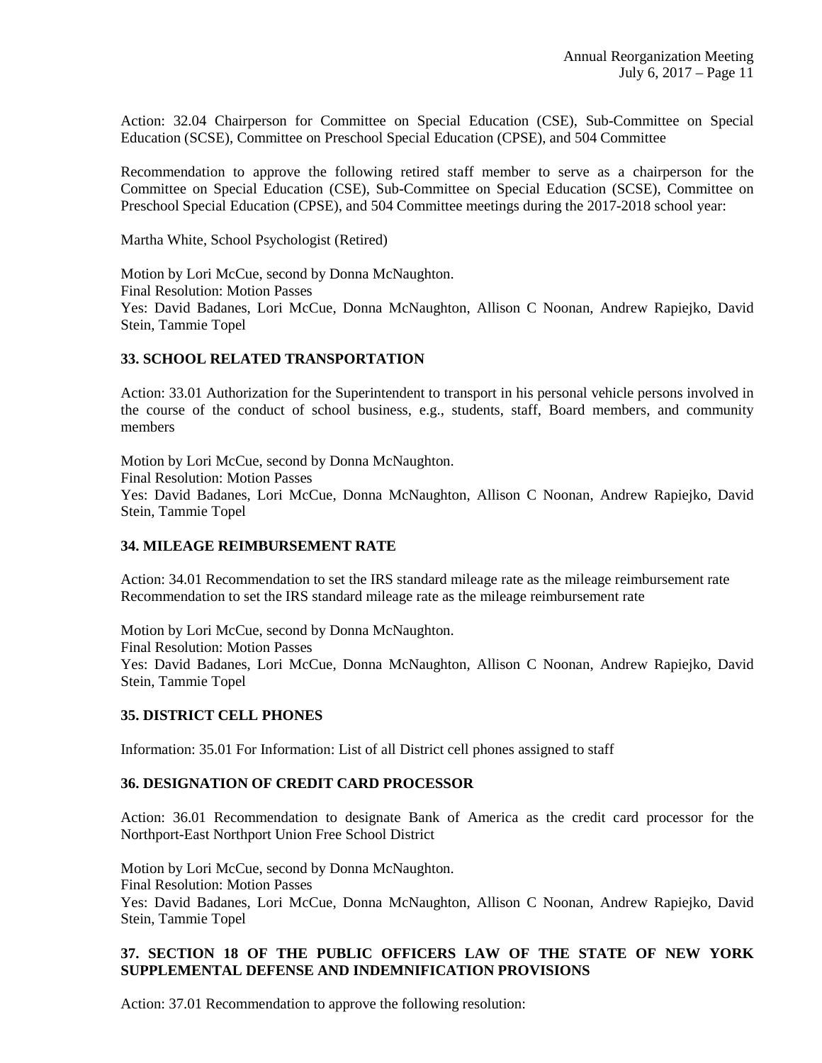Action: 32.04 Chairperson for Committee on Special Education (CSE), Sub-Committee on Special Education (SCSE), Committee on Preschool Special Education (CPSE), and 504 Committee

Recommendation to approve the following retired staff member to serve as a chairperson for the Committee on Special Education (CSE), Sub-Committee on Special Education (SCSE), Committee on Preschool Special Education (CPSE), and 504 Committee meetings during the 2017-2018 school year:

Martha White, School Psychologist (Retired)

Motion by Lori McCue, second by Donna McNaughton.
Final Resolution: Motion Passes
Yes: David Badanes, Lori McCue, Donna McNaughton, Allison C Noonan, Andrew Rapiejko, David Stein, Tammie Topel

**33. SCHOOL RELATED TRANSPORTATION**

Action: 33.01 Authorization for the Superintendent to transport in his personal vehicle persons involved in the course of the conduct of school business, e.g., students, staff, Board members, and community members

Motion by Lori McCue, second by Donna McNaughton.
Final Resolution: Motion Passes
Yes: David Badanes, Lori McCue, Donna McNaughton, Allison C Noonan, Andrew Rapiejko, David Stein, Tammie Topel

**34. MILEAGE REIMBURSEMENT RATE**

Action: 34.01 Recommendation to set the IRS standard mileage rate as the mileage reimbursement rate Recommendation to set the IRS standard mileage rate as the mileage reimbursement rate

Motion by Lori McCue, second by Donna McNaughton.
Final Resolution: Motion Passes
Yes: David Badanes, Lori McCue, Donna McNaughton, Allison C Noonan, Andrew Rapiejko, David Stein, Tammie Topel

**35. DISTRICT CELL PHONES**

Information: 35.01 For Information: List of all District cell phones assigned to staff

**36. DESIGNATION OF CREDIT CARD PROCESSOR**

Action: 36.01 Recommendation to designate Bank of America as the credit card processor for the Northport-East Northport Union Free School District

Motion by Lori McCue, second by Donna McNaughton.
Final Resolution: Motion Passes
Yes: David Badanes, Lori McCue, Donna McNaughton, Allison C Noonan, Andrew Rapiejko, David Stein, Tammie Topel

**37. SECTION 18 OF THE PUBLIC OFFICERS LAW OF THE STATE OF NEW YORK SUPPLEMENTAL DEFENSE AND INDEMNIFICATION PROVISIONS**

Action: 37.01 Recommendation to approve the following resolution: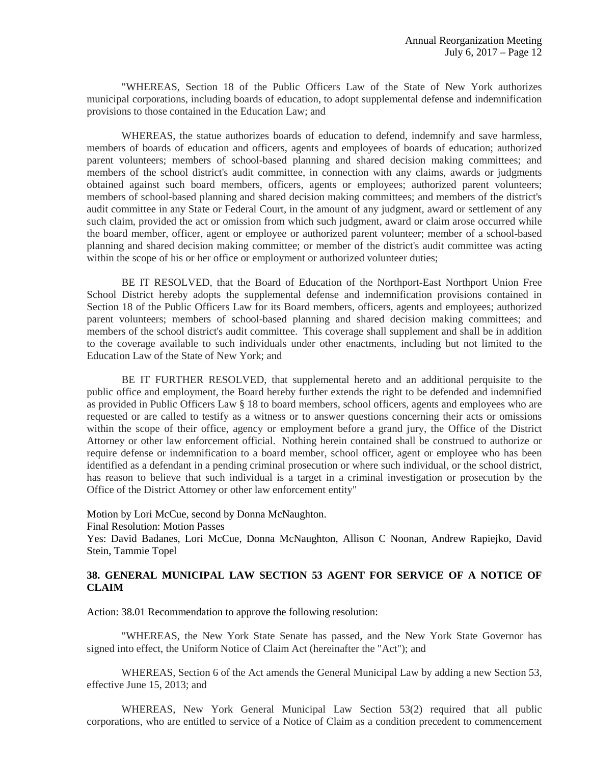"WHEREAS, Section 18 of the Public Officers Law of the State of New York authorizes municipal corporations, including boards of education, to adopt supplemental defense and indemnification provisions to those contained in the Education Law; and

WHEREAS, the statue authorizes boards of education to defend, indemnify and save harmless, members of boards of education and officers, agents and employees of boards of education; authorized parent volunteers; members of school-based planning and shared decision making committees; and members of the school district's audit committee, in connection with any claims, awards or judgments obtained against such board members, officers, agents or employees; authorized parent volunteers; members of school-based planning and shared decision making committees; and members of the district's audit committee in any State or Federal Court, in the amount of any judgment, award or settlement of any such claim, provided the act or omission from which such judgment, award or claim arose occurred while the board member, officer, agent or employee or authorized parent volunteer; member of a school-based planning and shared decision making committee; or member of the district's audit committee was acting within the scope of his or her office or employment or authorized volunteer duties;

BE IT RESOLVED, that the Board of Education of the Northport-East Northport Union Free School District hereby adopts the supplemental defense and indemnification provisions contained in Section 18 of the Public Officers Law for its Board members, officers, agents and employees; authorized parent volunteers; members of school-based planning and shared decision making committees; and members of the school district's audit committee. This coverage shall supplement and shall be in addition to the coverage available to such individuals under other enactments, including but not limited to the Education Law of the State of New York; and

BE IT FURTHER RESOLVED, that supplemental hereto and an additional perquisite to the public office and employment, the Board hereby further extends the right to be defended and indemnified as provided in Public Officers Law § 18 to board members, school officers, agents and employees who are requested or are called to testify as a witness or to answer questions concerning their acts or omissions within the scope of their office, agency or employment before a grand jury, the Office of the District Attorney or other law enforcement official. Nothing herein contained shall be construed to authorize or require defense or indemnification to a board member, school officer, agent or employee who has been identified as a defendant in a pending criminal prosecution or where such individual, or the school district, has reason to believe that such individual is a target in a criminal investigation or prosecution by the Office of the District Attorney or other law enforcement entity"

Motion by Lori McCue, second by Donna McNaughton.
Final Resolution: Motion Passes
Yes: David Badanes, Lori McCue, Donna McNaughton, Allison C Noonan, Andrew Rapiejko, David Stein, Tammie Topel

**38. GENERAL MUNICIPAL LAW SECTION 53 AGENT FOR SERVICE OF A NOTICE OF CLAIM**

Action: 38.01 Recommendation to approve the following resolution:

"WHEREAS, the New York State Senate has passed, and the New York State Governor has signed into effect, the Uniform Notice of Claim Act (hereinafter the "Act"); and

WHEREAS, Section 6 of the Act amends the General Municipal Law by adding a new Section 53, effective June 15, 2013; and

WHEREAS, New York General Municipal Law Section 53(2) required that all public corporations, who are entitled to service of a Notice of Claim as a condition precedent to commencement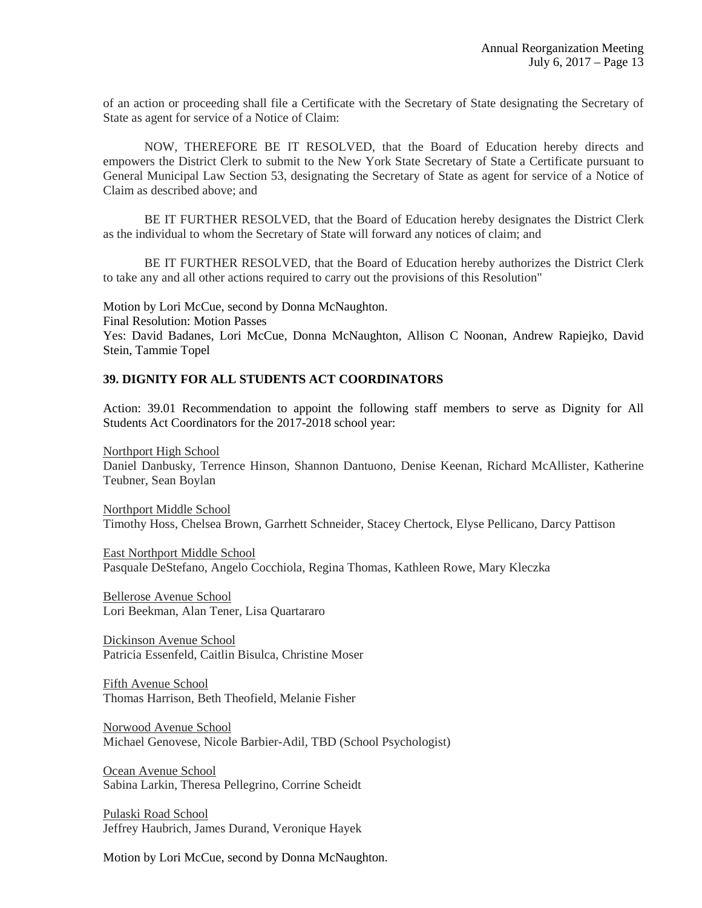of an action or proceeding shall file a Certificate with the Secretary of State designating the Secretary of State as agent for service of a Notice of Claim:

NOW, THEREFORE BE IT RESOLVED, that the Board of Education hereby directs and empowers the District Clerk to submit to the New York State Secretary of State a Certificate pursuant to General Municipal Law Section 53, designating the Secretary of State as agent for service of a Notice of Claim as described above; and

BE IT FURTHER RESOLVED, that the Board of Education hereby designates the District Clerk as the individual to whom the Secretary of State will forward any notices of claim; and

BE IT FURTHER RESOLVED, that the Board of Education hereby authorizes the District Clerk to take any and all other actions required to carry out the provisions of this Resolution"

Motion by Lori McCue, second by Donna McNaughton.
Final Resolution: Motion Passes
Yes: David Badanes, Lori McCue, Donna McNaughton, Allison C Noonan, Andrew Rapiejko, David Stein, Tammie Topel

**39. DIGNITY FOR ALL STUDENTS ACT COORDINATORS**

Action: 39.01 Recommendation to appoint the following staff members to serve as Dignity for All Students Act Coordinators for the 2017-2018 school year:

Northport High School
Daniel Danbusky, Terrence Hinson, Shannon Dantuono, Denise Keenan, Richard McAllister, Katherine Teubner, Sean Boylan

Northport Middle School
Timothy Hoss, Chelsea Brown, Garrhett Schneider, Stacey Chertock, Elyse Pellicano, Darcy Pattison

East Northport Middle School
Pasquale DeStefano, Angelo Cocchiola, Regina Thomas, Kathleen Rowe, Mary Kleczka

Bellerose Avenue School
Lori Beekman, Alan Tener, Lisa Quartararo

Dickinson Avenue School
Patricia Essenfeld, Caitlin Bisulca, Christine Moser

Fifth Avenue School
Thomas Harrison, Beth Theofield, Melanie Fisher

Norwood Avenue School
Michael Genovese, Nicole Barbier-Adil, TBD (School Psychologist)

Ocean Avenue School
Sabina Larkin, Theresa Pellegrino, Corrine Scheidt

Pulaski Road School
Jeffrey Haubrich, James Durand, Veronique Hayek

Motion by Lori McCue, second by Donna McNaughton.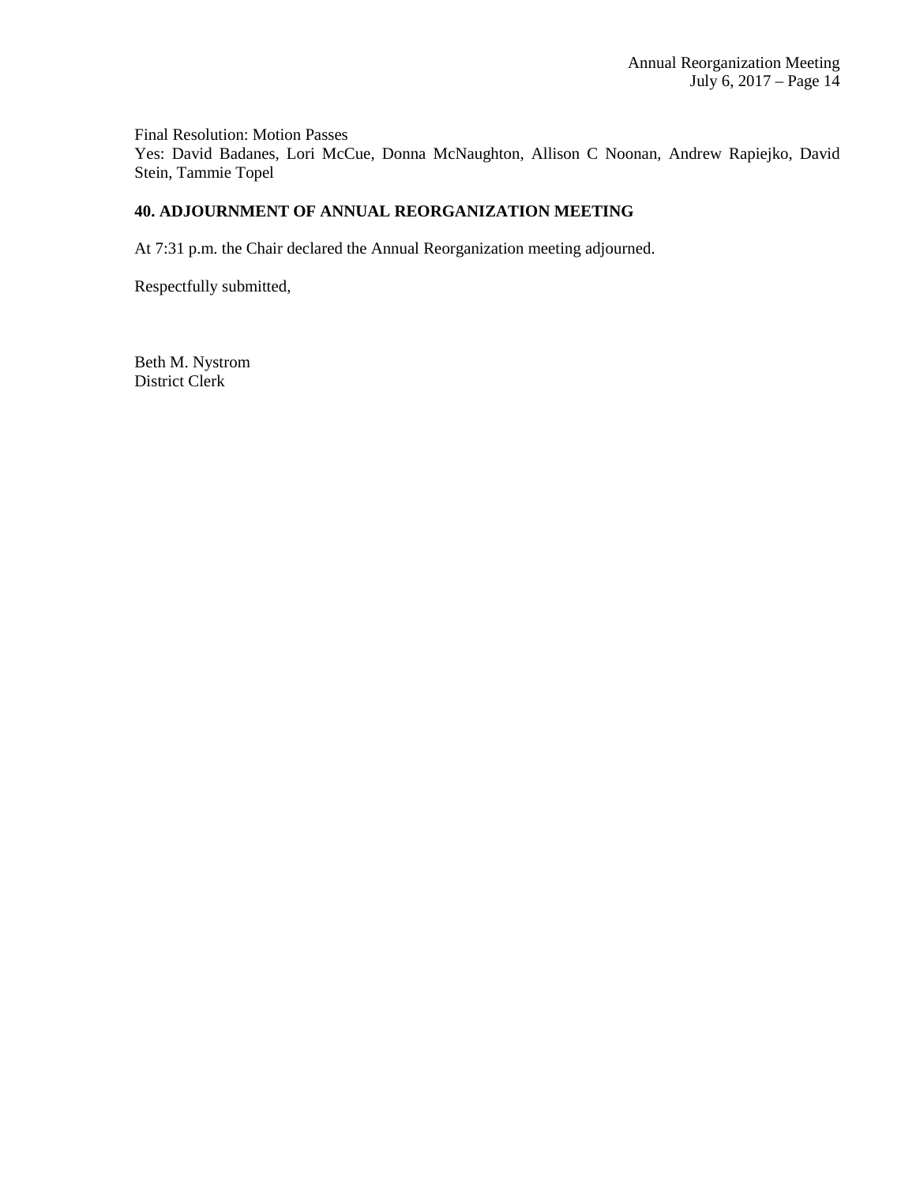Final Resolution: Motion Passes
Yes: David Badanes, Lori McCue, Donna McNaughton, Allison C Noonan, Andrew Rapiejko, David Stein, Tammie Topel

**40. ADJOURNMENT OF ANNUAL REORGANIZATION MEETING**

At 7:31 p.m. the Chair declared the Annual Reorganization meeting adjourned.

Respectfully submitted,

Beth M. Nystrom
District Clerk